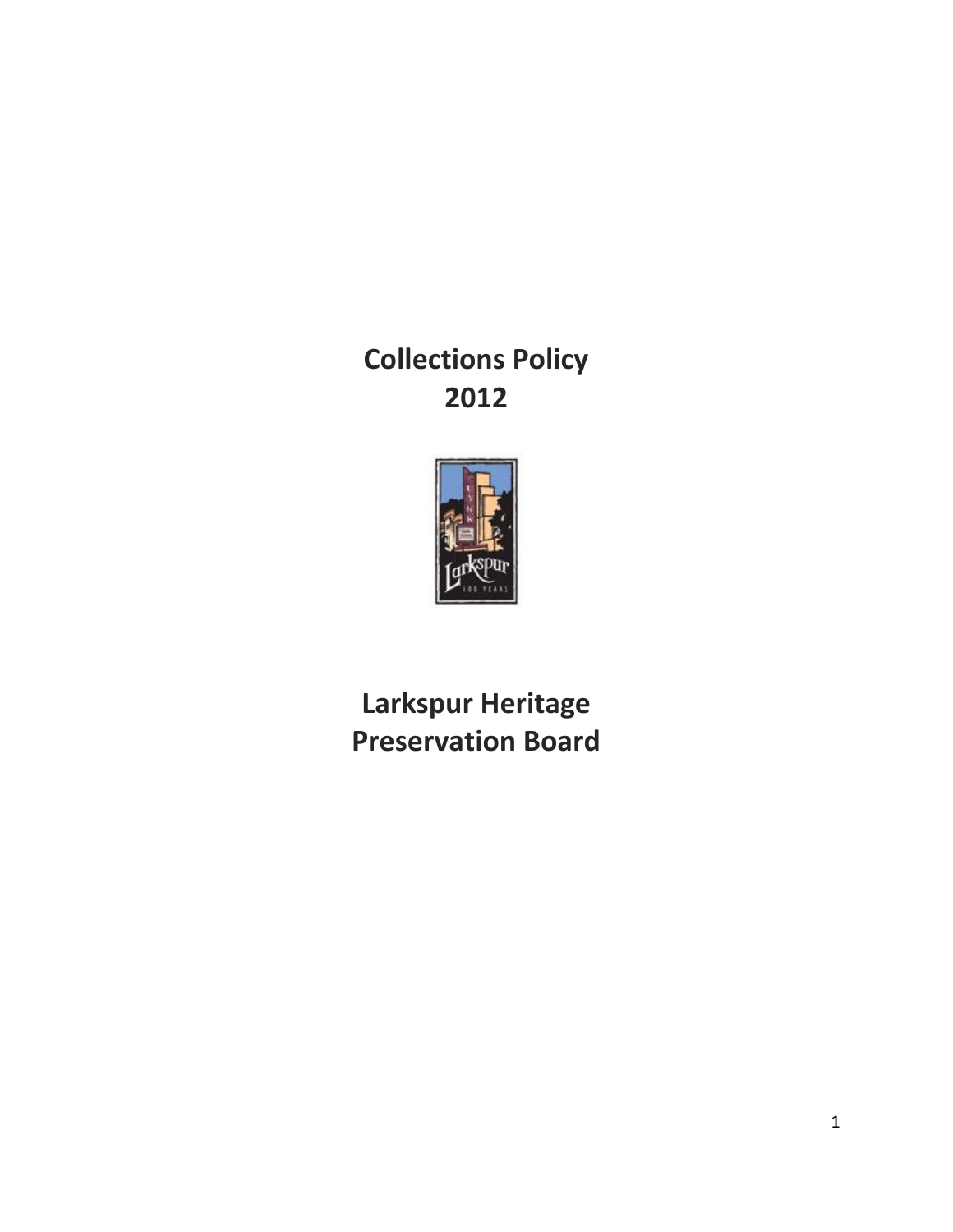# Collections Policy
# 2012

# Larkspur Heritage Preservation Board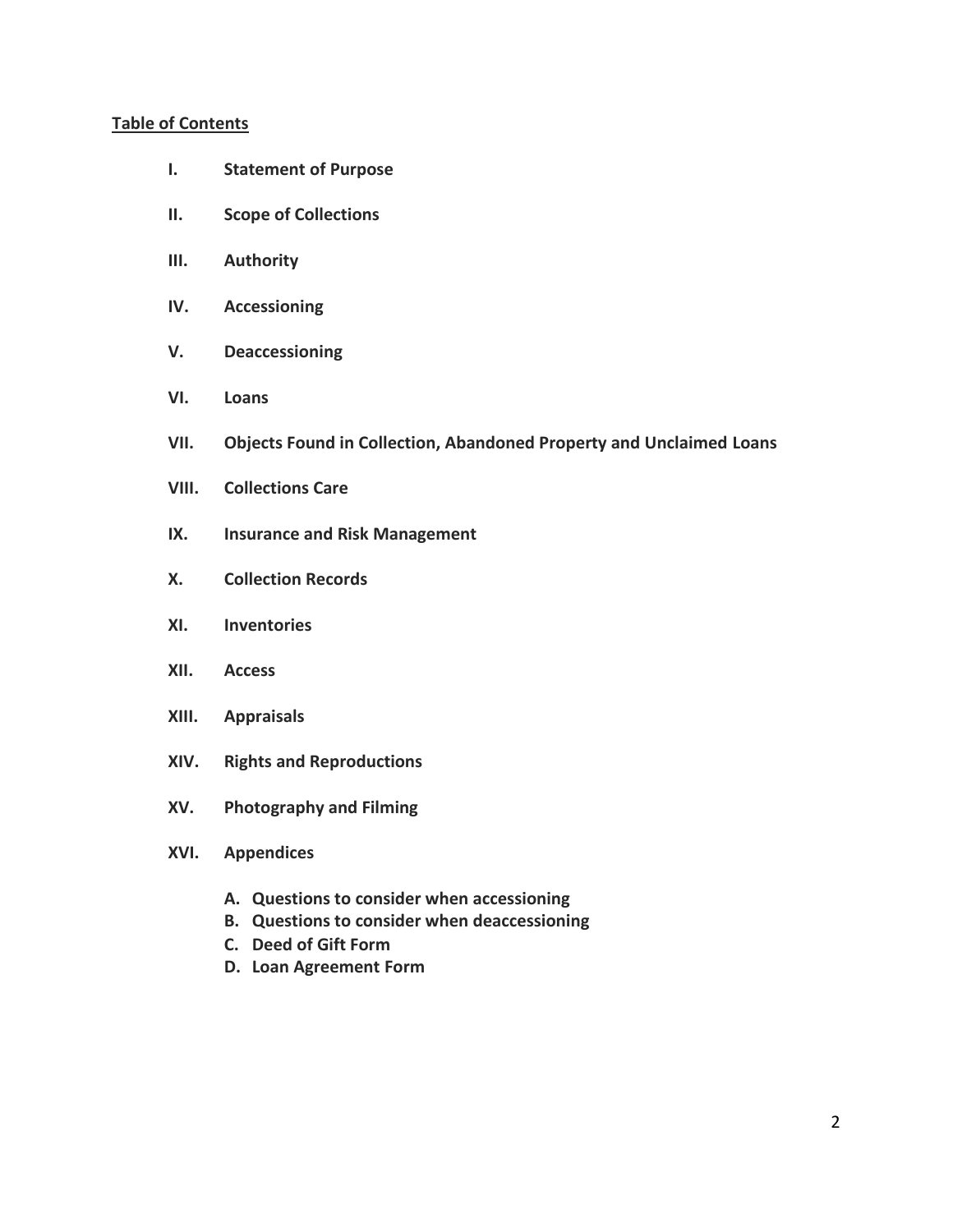**Table of Contents**

- **I. Statement of Purpose**
- **II. Scope of Collections**
- **III. Authority**
- **IV. Accessioning**
- **V. Deaccessioning**
- **VI. Loans**
- **VII. Objects Found in Collection, Abandoned Property and Unclaimed Loans**
- **VIII. Collections Care**
- **IX. Insurance and Risk Management**
- **X. Collection Records**
- **XI. Inventories**
- **XII. Access**
- **XIII. Appraisals**
- **XIV. Rights and Reproductions**
- **XV. Photography and Filming**
- **XVI. Appendices**
  - **A. Questions to consider when accessioning**
  - **B. Questions to consider when deaccessioning**
  - **C. Deed of Gift Form**
  - **D. Loan Agreement Form**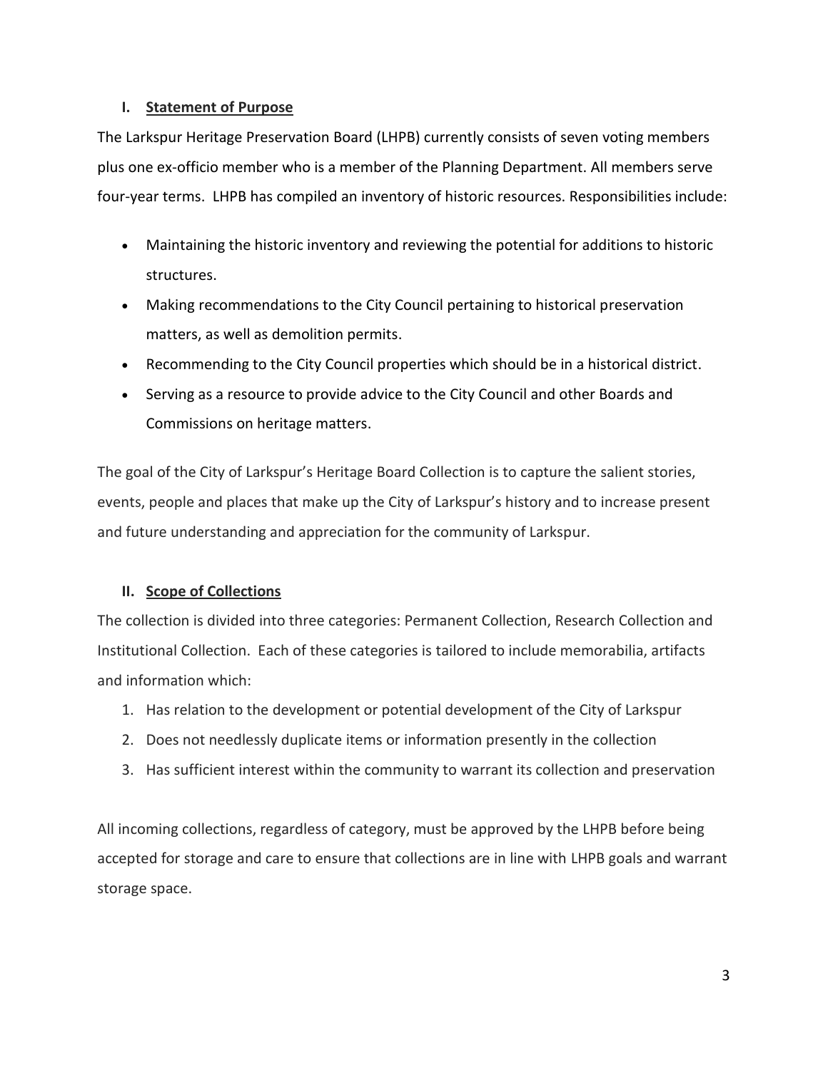## I. Statement of Purpose

The Larkspur Heritage Preservation Board (LHPB) currently consists of seven voting members plus one ex-officio member who is a member of the Planning Department. All members serve four-year terms. LHPB has compiled an inventory of historic resources. Responsibilities include:

- Maintaining the historic inventory and reviewing the potential for additions to historic structures.
- Making recommendations to the City Council pertaining to historical preservation matters, as well as demolition permits.
- Recommending to the City Council properties which should be in a historical district.
- Serving as a resource to provide advice to the City Council and other Boards and Commissions on heritage matters.

The goal of the City of Larkspur's Heritage Board Collection is to capture the salient stories, events, people and places that make up the City of Larkspur's history and to increase present and future understanding and appreciation for the community of Larkspur.

## II. Scope of Collections

The collection is divided into three categories: Permanent Collection, Research Collection and Institutional Collection. Each of these categories is tailored to include memorabilia, artifacts and information which:

1. Has relation to the development or potential development of the City of Larkspur
2. Does not needlessly duplicate items or information presently in the collection
3. Has sufficient interest within the community to warrant its collection and preservation

All incoming collections, regardless of category, must be approved by the LHPB before being accepted for storage and care to ensure that collections are in line with LHPB goals and warrant storage space.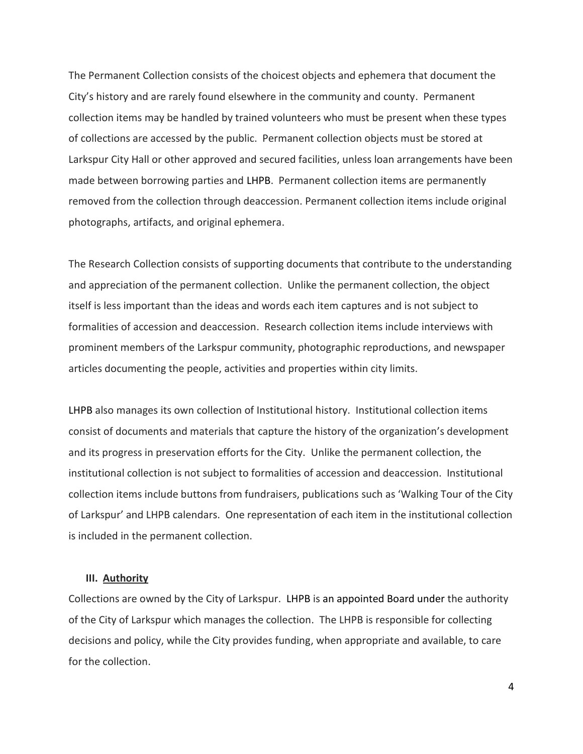The Permanent Collection consists of the choicest objects and ephemera that document the City's history and are rarely found elsewhere in the community and county. Permanent collection items may be handled by trained volunteers who must be present when these types of collections are accessed by the public. Permanent collection objects must be stored at Larkspur City Hall or other approved and secured facilities, unless loan arrangements have been made between borrowing parties and LHPB. Permanent collection items are permanently removed from the collection through deaccession. Permanent collection items include original photographs, artifacts, and original ephemera.

The Research Collection consists of supporting documents that contribute to the understanding and appreciation of the permanent collection. Unlike the permanent collection, the object itself is less important than the ideas and words each item captures and is not subject to formalities of accession and deaccession. Research collection items include interviews with prominent members of the Larkspur community, photographic reproductions, and newspaper articles documenting the people, activities and properties within city limits.

LHPB also manages its own collection of Institutional history. Institutional collection items consist of documents and materials that capture the history of the organization's development and its progress in preservation efforts for the City. Unlike the permanent collection, the institutional collection is not subject to formalities of accession and deaccession. Institutional collection items include buttons from fundraisers, publications such as 'Walking Tour of the City of Larkspur' and LHPB calendars. One representation of each item in the institutional collection is included in the permanent collection.

## III. Authority

Collections are owned by the City of Larkspur. LHPB is an appointed Board under the authority of the City of Larkspur which manages the collection. The LHPB is responsible for collecting decisions and policy, while the City provides funding, when appropriate and available, to care for the collection.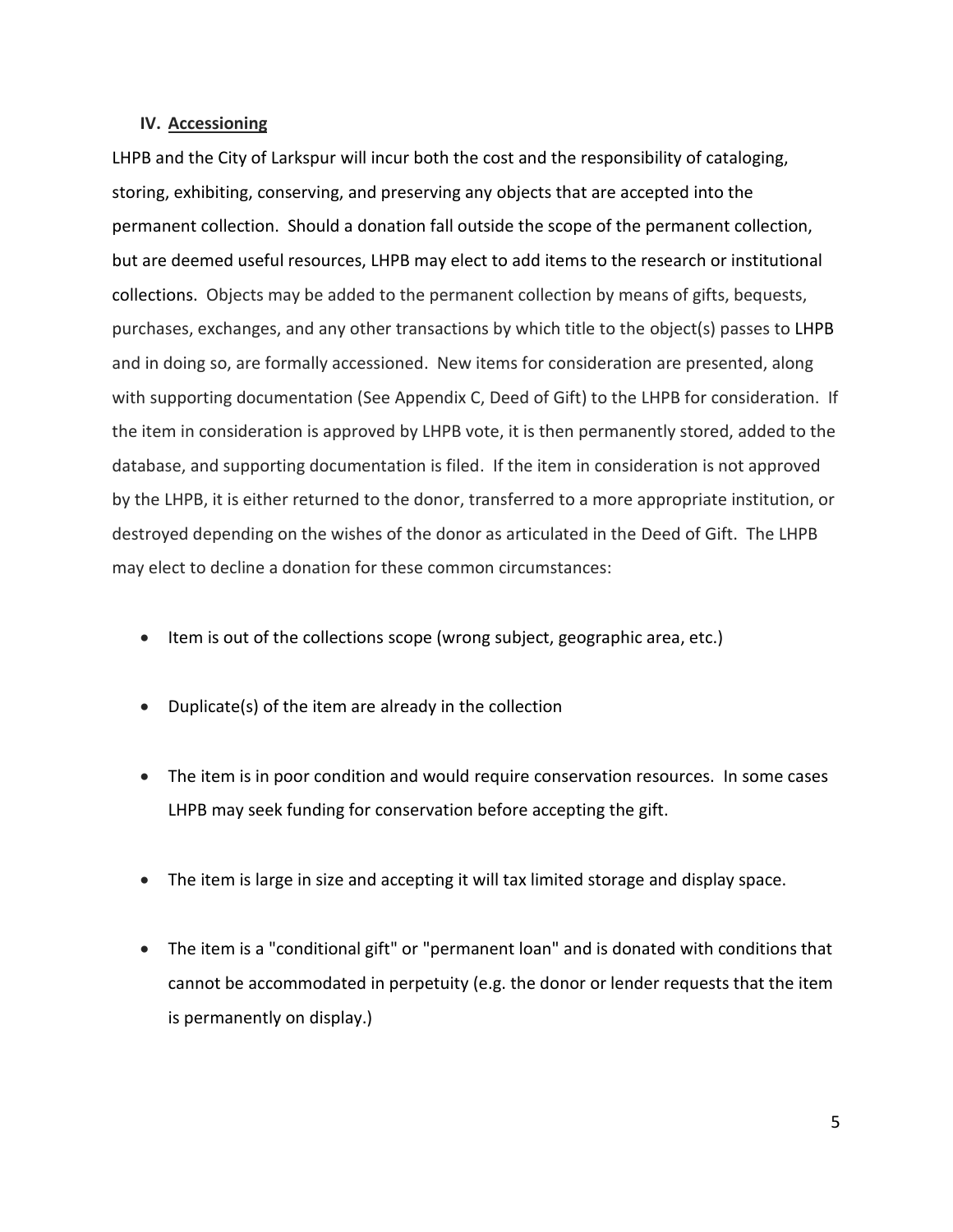## IV. Accessioning

LHPB and the City of Larkspur will incur both the cost and the responsibility of cataloging, storing, exhibiting, conserving, and preserving any objects that are accepted into the permanent collection. Should a donation fall outside the scope of the permanent collection, but are deemed useful resources, LHPB may elect to add items to the research or institutional collections. Objects may be added to the permanent collection by means of gifts, bequests, purchases, exchanges, and any other transactions by which title to the object(s) passes to LHPB and in doing so, are formally accessioned. New items for consideration are presented, along with supporting documentation (See Appendix C, Deed of Gift) to the LHPB for consideration. If the item in consideration is approved by LHPB vote, it is then permanently stored, added to the database, and supporting documentation is filed. If the item in consideration is not approved by the LHPB, it is either returned to the donor, transferred to a more appropriate institution, or destroyed depending on the wishes of the donor as articulated in the Deed of Gift. The LHPB may elect to decline a donation for these common circumstances:

- Item is out of the collections scope (wrong subject, geographic area, etc.)
- Duplicate(s) of the item are already in the collection
- The item is in poor condition and would require conservation resources. In some cases LHPB may seek funding for conservation before accepting the gift.
- The item is large in size and accepting it will tax limited storage and display space.
- The item is a "conditional gift" or "permanent loan" and is donated with conditions that cannot be accommodated in perpetuity (e.g. the donor or lender requests that the item is permanently on display.)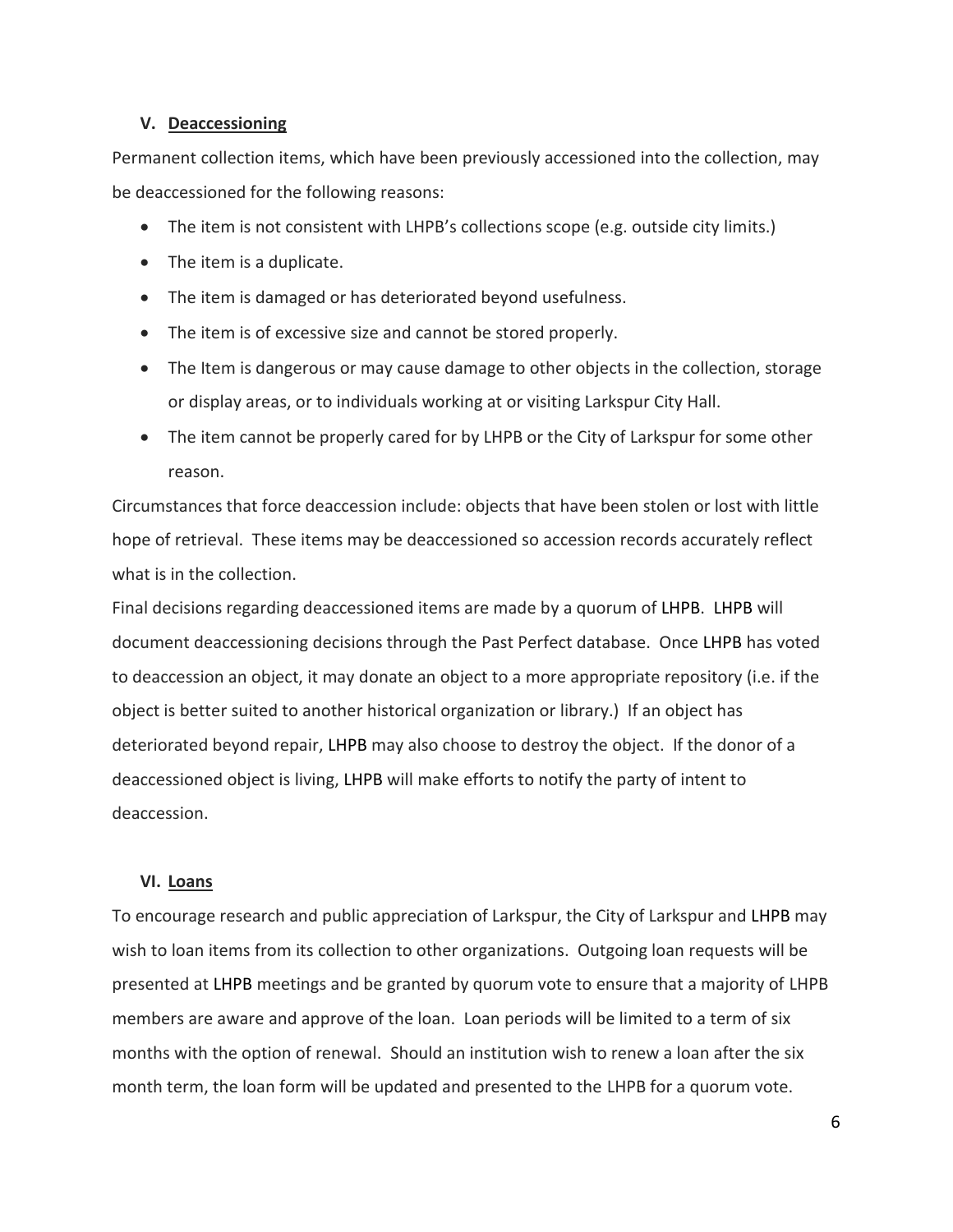## V. Deaccessioning

Permanent collection items, which have been previously accessioned into the collection, may be deaccessioned for the following reasons:

- The item is not consistent with LHPB's collections scope (e.g. outside city limits.)
- The item is a duplicate.
- The item is damaged or has deteriorated beyond usefulness.
- The item is of excessive size and cannot be stored properly.
- The Item is dangerous or may cause damage to other objects in the collection, storage or display areas, or to individuals working at or visiting Larkspur City Hall.
- The item cannot be properly cared for by LHPB or the City of Larkspur for some other reason.

Circumstances that force deaccession include: objects that have been stolen or lost with little hope of retrieval. These items may be deaccessioned so accession records accurately reflect what is in the collection.

Final decisions regarding deaccessioned items are made by a quorum of LHPB. LHPB will document deaccessioning decisions through the Past Perfect database. Once LHPB has voted to deaccession an object, it may donate an object to a more appropriate repository (i.e. if the object is better suited to another historical organization or library.) If an object has deteriorated beyond repair, LHPB may also choose to destroy the object. If the donor of a deaccessioned object is living, LHPB will make efforts to notify the party of intent to deaccession.

## VI. Loans

To encourage research and public appreciation of Larkspur, the City of Larkspur and LHPB may wish to loan items from its collection to other organizations. Outgoing loan requests will be presented at LHPB meetings and be granted by quorum vote to ensure that a majority of LHPB members are aware and approve of the loan. Loan periods will be limited to a term of six months with the option of renewal. Should an institution wish to renew a loan after the six month term, the loan form will be updated and presented to the LHPB for a quorum vote.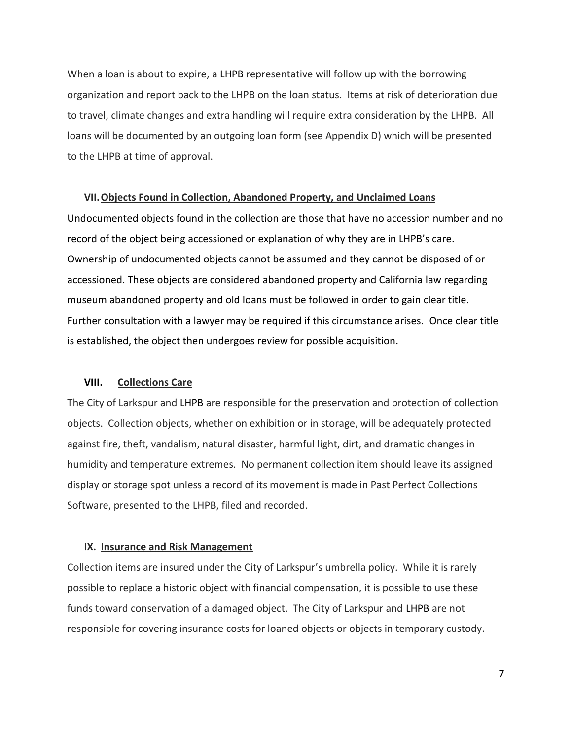When a loan is about to expire, a LHPB representative will follow up with the borrowing organization and report back to the LHPB on the loan status. Items at risk of deterioration due to travel, climate changes and extra handling will require extra consideration by the LHPB. All loans will be documented by an outgoing loan form (see Appendix D) which will be presented to the LHPB at time of approval.

## VII. Objects Found in Collection, Abandoned Property, and Unclaimed Loans

Undocumented objects found in the collection are those that have no accession number and no record of the object being accessioned or explanation of why they are in LHPB's care. Ownership of undocumented objects cannot be assumed and they cannot be disposed of or accessioned. These objects are considered abandoned property and California law regarding museum abandoned property and old loans must be followed in order to gain clear title. Further consultation with a lawyer may be required if this circumstance arises. Once clear title is established, the object then undergoes review for possible acquisition.

## VIII. Collections Care

The City of Larkspur and LHPB are responsible for the preservation and protection of collection objects. Collection objects, whether on exhibition or in storage, will be adequately protected against fire, theft, vandalism, natural disaster, harmful light, dirt, and dramatic changes in humidity and temperature extremes. No permanent collection item should leave its assigned display or storage spot unless a record of its movement is made in Past Perfect Collections Software, presented to the LHPB, filed and recorded.

## IX. Insurance and Risk Management

Collection items are insured under the City of Larkspur's umbrella policy. While it is rarely possible to replace a historic object with financial compensation, it is possible to use these funds toward conservation of a damaged object. The City of Larkspur and LHPB are not responsible for covering insurance costs for loaned objects or objects in temporary custody.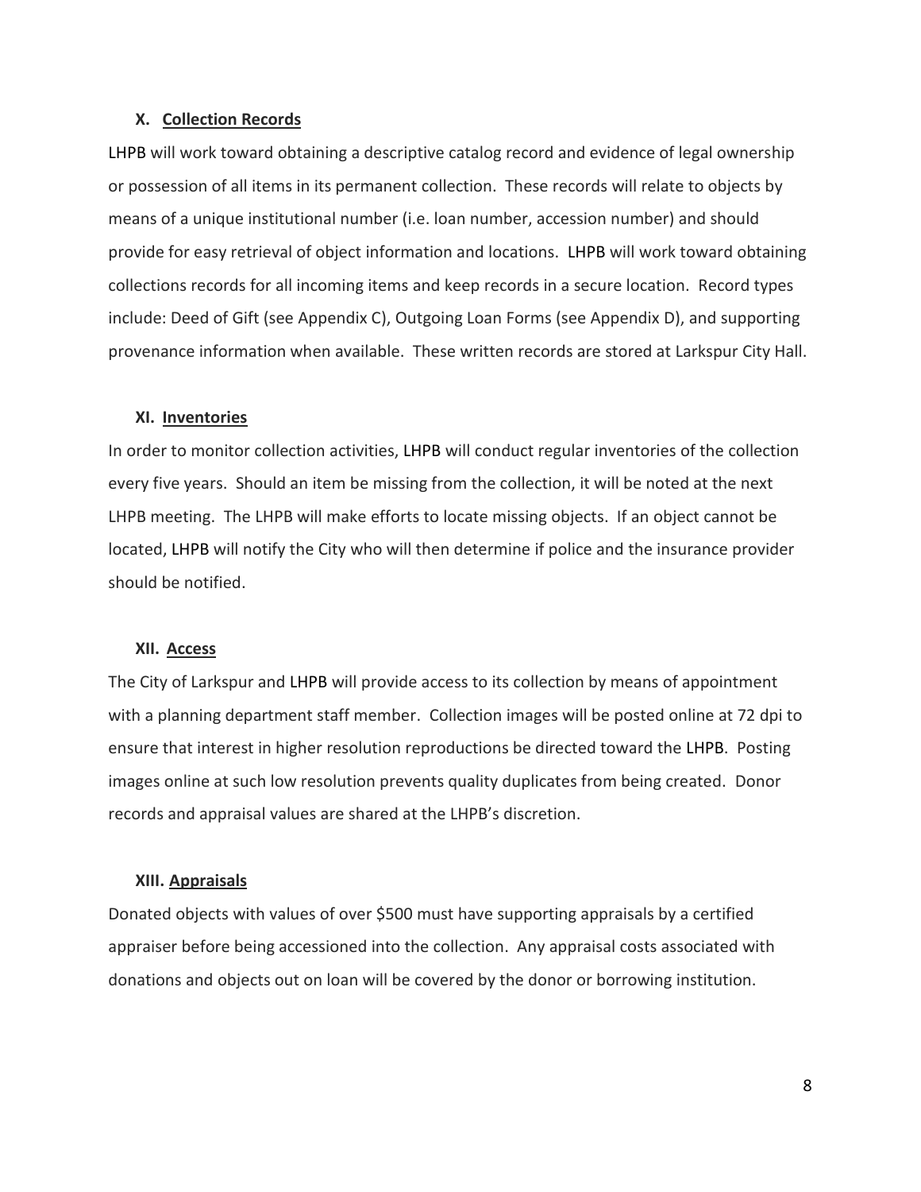### X. Collection Records

LHPB will work toward obtaining a descriptive catalog record and evidence of legal ownership or possession of all items in its permanent collection. These records will relate to objects by means of a unique institutional number (i.e. loan number, accession number) and should provide for easy retrieval of object information and locations. LHPB will work toward obtaining collections records for all incoming items and keep records in a secure location. Record types include: Deed of Gift (see Appendix C), Outgoing Loan Forms (see Appendix D), and supporting provenance information when available. These written records are stored at Larkspur City Hall.

### XI. Inventories

In order to monitor collection activities, LHPB will conduct regular inventories of the collection every five years. Should an item be missing from the collection, it will be noted at the next LHPB meeting. The LHPB will make efforts to locate missing objects. If an object cannot be located, LHPB will notify the City who will then determine if police and the insurance provider should be notified.

### XII. Access

The City of Larkspur and LHPB will provide access to its collection by means of appointment with a planning department staff member. Collection images will be posted online at 72 dpi to ensure that interest in higher resolution reproductions be directed toward the LHPB. Posting images online at such low resolution prevents quality duplicates from being created. Donor records and appraisal values are shared at the LHPB's discretion.

### XIII. Appraisals

Donated objects with values of over $500 must have supporting appraisals by a certified appraiser before being accessioned into the collection. Any appraisal costs associated with donations and objects out on loan will be covered by the donor or borrowing institution.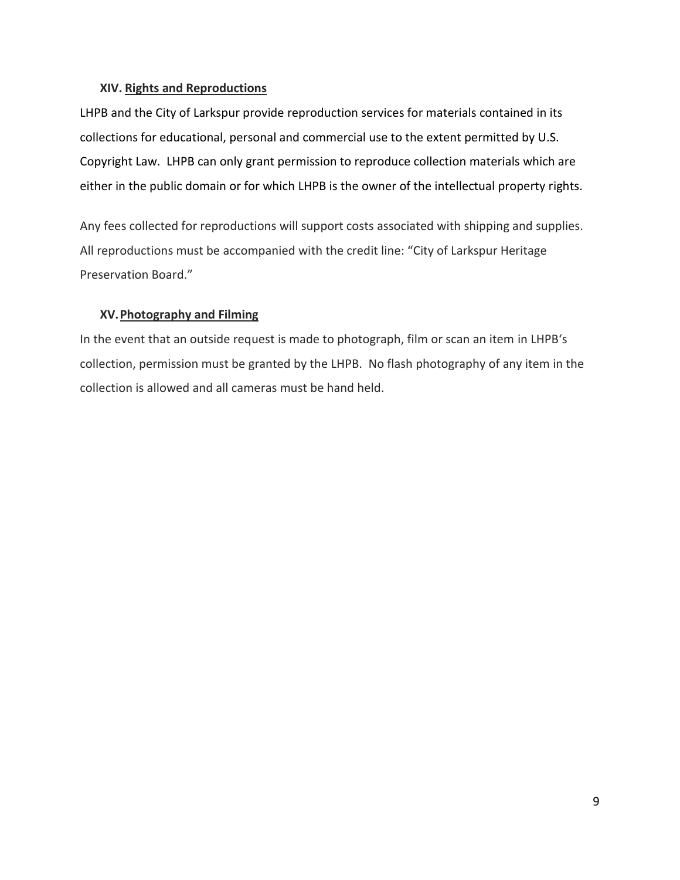### XIV. <u>Rights and Reproductions</u>

LHPB and the City of Larkspur provide reproduction services for materials contained in its collections for educational, personal and commercial use to the extent permitted by U.S. Copyright Law. LHPB can only grant permission to reproduce collection materials which are either in the public domain or for which LHPB is the owner of the intellectual property rights.

Any fees collected for reproductions will support costs associated with shipping and supplies. All reproductions must be accompanied with the credit line: "City of Larkspur Heritage Preservation Board."

### XV. <u>Photography and Filming</u>

In the event that an outside request is made to photograph, film or scan an item in LHPB's collection, permission must be granted by the LHPB. No flash photography of any item in the collection is allowed and all cameras must be hand held.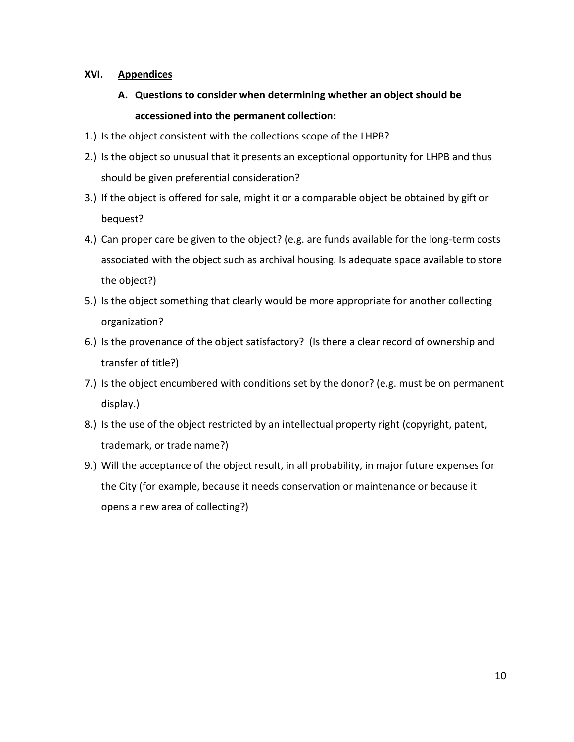## XVI. Appendices

### A. Questions to consider when determining whether an object should be accessioned into the permanent collection:

1.) Is the object consistent with the collections scope of the LHPB?

2.) Is the object so unusual that it presents an exceptional opportunity for LHPB and thus should be given preferential consideration?

3.) If the object is offered for sale, might it or a comparable object be obtained by gift or bequest?

4.) Can proper care be given to the object? (e.g. are funds available for the long-term costs associated with the object such as archival housing. Is adequate space available to store the object?)

5.) Is the object something that clearly would be more appropriate for another collecting organization?

6.) Is the provenance of the object satisfactory? (Is there a clear record of ownership and transfer of title?)

7.) Is the object encumbered with conditions set by the donor? (e.g. must be on permanent display.)

8.) Is the use of the object restricted by an intellectual property right (copyright, patent, trademark, or trade name?)

9.) Will the acceptance of the object result, in all probability, in major future expenses for the City (for example, because it needs conservation or maintenance or because it opens a new area of collecting?)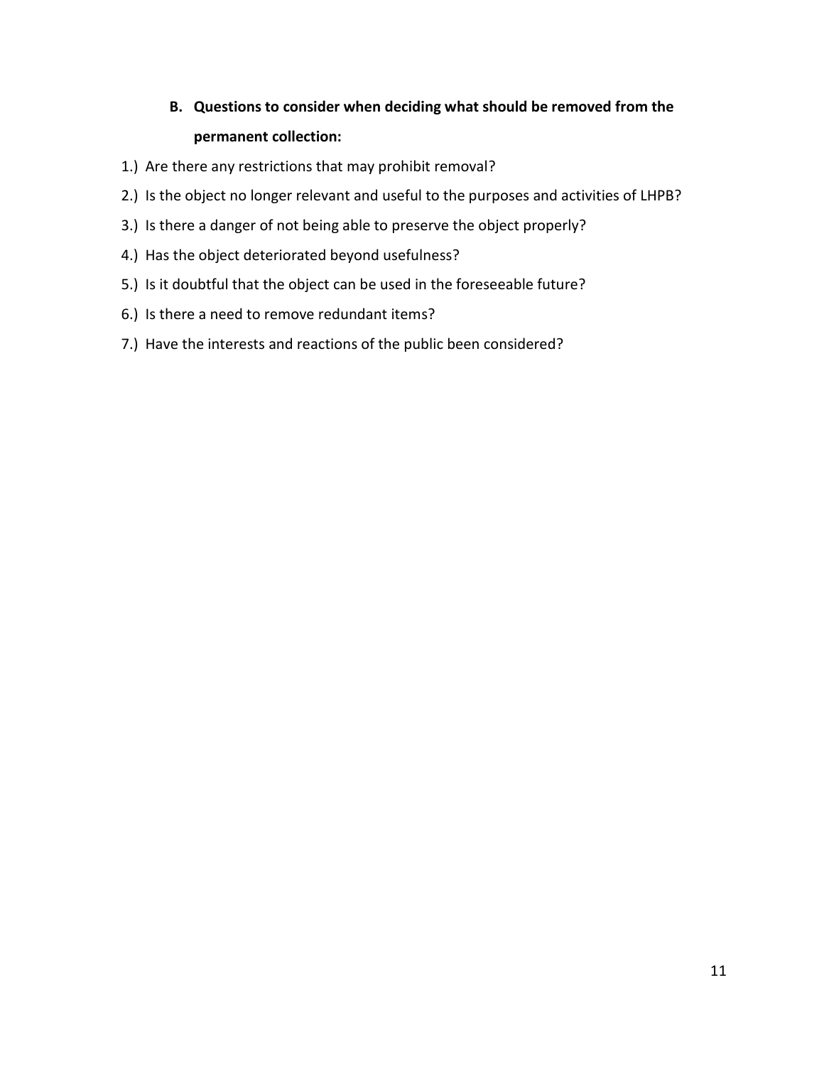### B. Questions to consider when deciding what should be removed from the permanent collection:

1.) Are there any restrictions that may prohibit removal?

2.) Is the object no longer relevant and useful to the purposes and activities of LHPB?

3.) Is there a danger of not being able to preserve the object properly?

4.) Has the object deteriorated beyond usefulness?

5.) Is it doubtful that the object can be used in the foreseeable future?

6.) Is there a need to remove redundant items?

7.) Have the interests and reactions of the public been considered?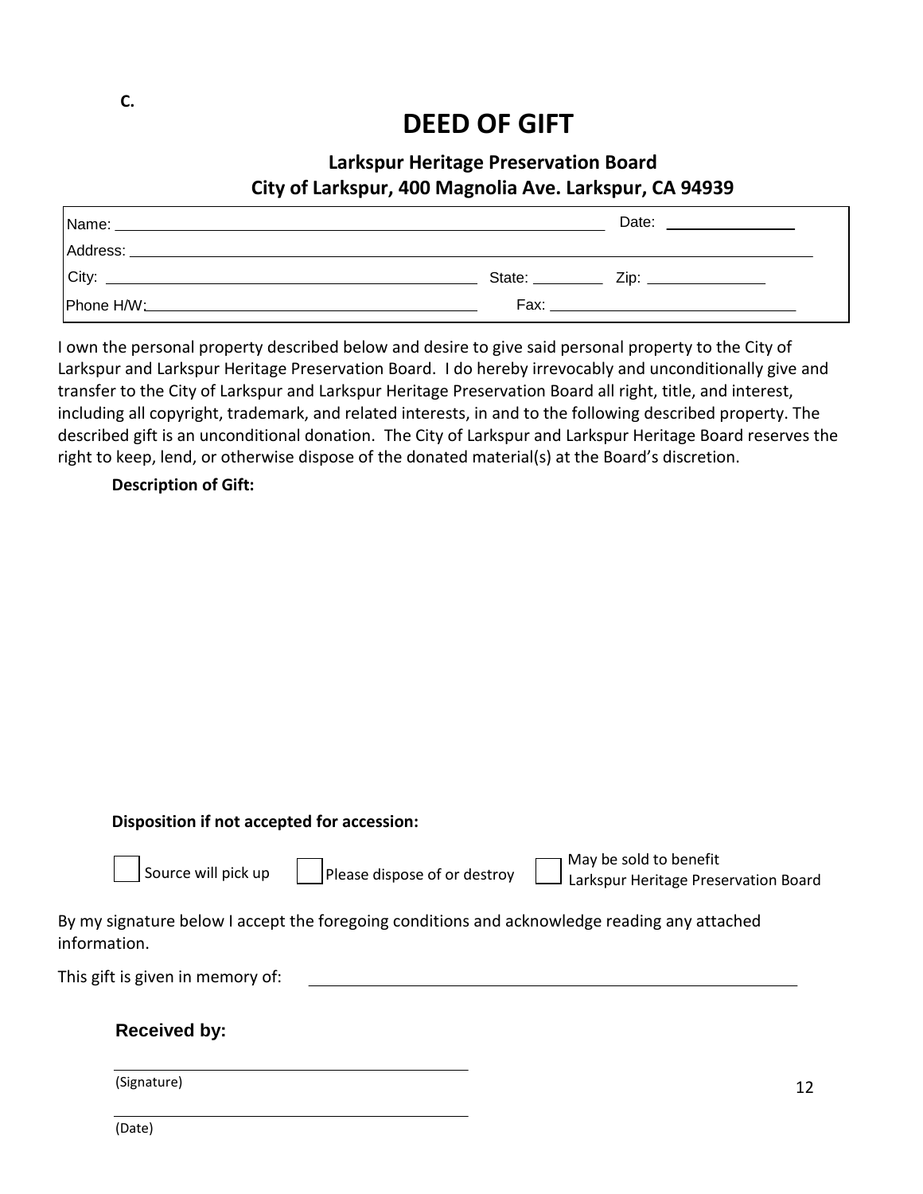C.

# DEED OF GIFT

### Larkspur Heritage Preservation Board
### City of Larkspur, 400 Magnolia Ave. Larkspur, CA 94939

Name: ______________________________ Date: ____________

Address: ______________________________

City: ______________________ State: ________ Zip: ____________

Phone H/W: ______________________ Fax: ______________________

I own the personal property described below and desire to give said personal property to the City of Larkspur and Larkspur Heritage Preservation Board. I do hereby irrevocably and unconditionally give and transfer to the City of Larkspur and Larkspur Heritage Preservation Board all right, title, and interest, including all copyright, trademark, and related interests, in and to the following described property. The described gift is an unconditional donation. The City of Larkspur and Larkspur Heritage Board reserves the right to keep, lend, or otherwise dispose of the donated material(s) at the Board's discretion.

**Description of Gift:**

**Disposition if not accepted for accession:**

☐ Source will pick up ☐ Please dispose of or destroy ☐ May be sold to benefit Larkspur Heritage Preservation Board

By my signature below I accept the foregoing conditions and acknowledge reading any attached information.

This gift is given in memory of: ______________________________

**Received by:**

______________________________
(Signature)

______________________________
(Date)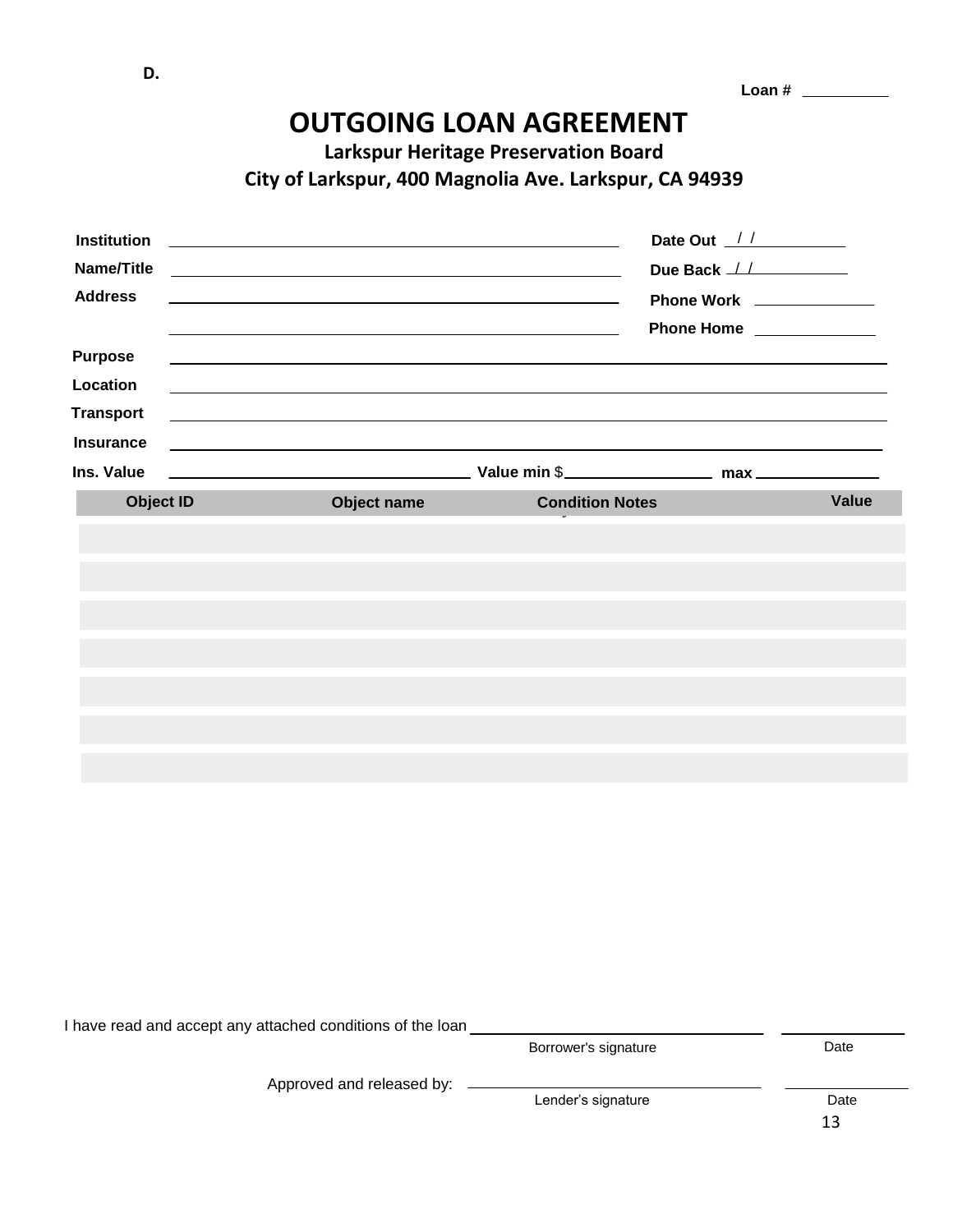D.

Loan # __________

# OUTGOING LOAN AGREEMENT

**Larkspur Heritage Preservation Board**

**City of Larkspur, 400 Magnolia Ave. Larkspur, CA 94939**

**Institution** ______________________________ **Date Out** / / __________

**Name/Title** ______________________________ **Due Back** / / __________

**Address** ______________________________ **Phone Work** __________

______________________________ **Phone Home** __________

**Purpose** ______________________________

**Location** ______________________________

**Transport** ______________________________

**Insurance** ______________________________

**Ins. Value** ______________________________ **Value min** $__________ **max** __________

| Object ID | Object name | Condition Notes | Value |
|---|---|---|---|
| | | | |
| | | | |
| | | | |
| | | | |
| | | | |
| | | | |
| | | | |

I have read and accept any attached conditions of the loan ______________________________ __________

Borrower's signature Date

Approved and released by: ______________________________ __________

Lender's signature Date